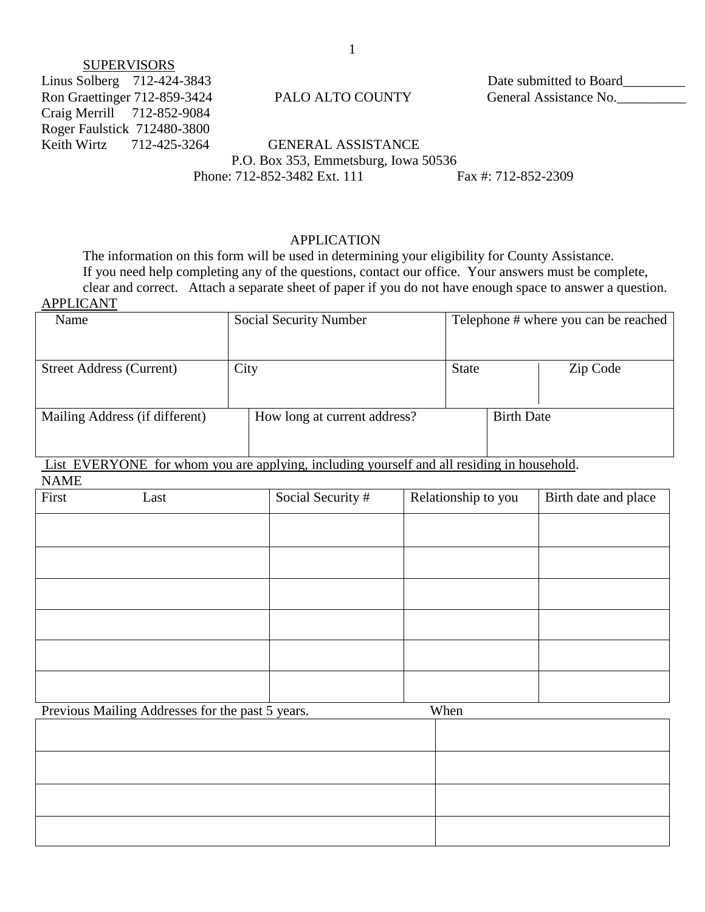SUPERVISORS
Linus Solberg 712-424-3843
Ron Graettinger 712-859-3424
Craig Merrill 712-852-9084
Roger Faulstick 712480-3800
Keith Wirtz 712-425-3264

Date submitted to Board_________
General Assistance No.__________

PALO ALTO COUNTY

GENERAL ASSISTANCE
P.O. Box 353, Emmetsburg, Iowa 50536
Phone: 712-852-3482 Ext. 111 Fax #: 712-852-2309

# APPLICATION

The information on this form will be used in determining your eligibility for County Assistance. If you need help completing any of the questions, contact our office. Your answers must be complete, clear and correct. Attach a separate sheet of paper if you do not have enough space to answer a question.

APPLICANT

| Name | Social Security Number | Telephone # where you can be reached | |
|---|---|---|---|
| Street Address (Current) | City | State | Zip Code |
| Mailing Address (if different) | How long at current address? | Birth Date | |

List EVERYONE for whom you are applying, including yourself and all residing in household.

NAME

| First Last | Social Security # | Relationship to you | Birth date and place |
|---|---|---|---|
| | | | |
| | | | |
| | | | |
| | | | |
| | | | |
| | | | |

| Previous Mailing Addresses for the past 5 years. | When |
|---|---|
| | |
| | |
| | |
| | |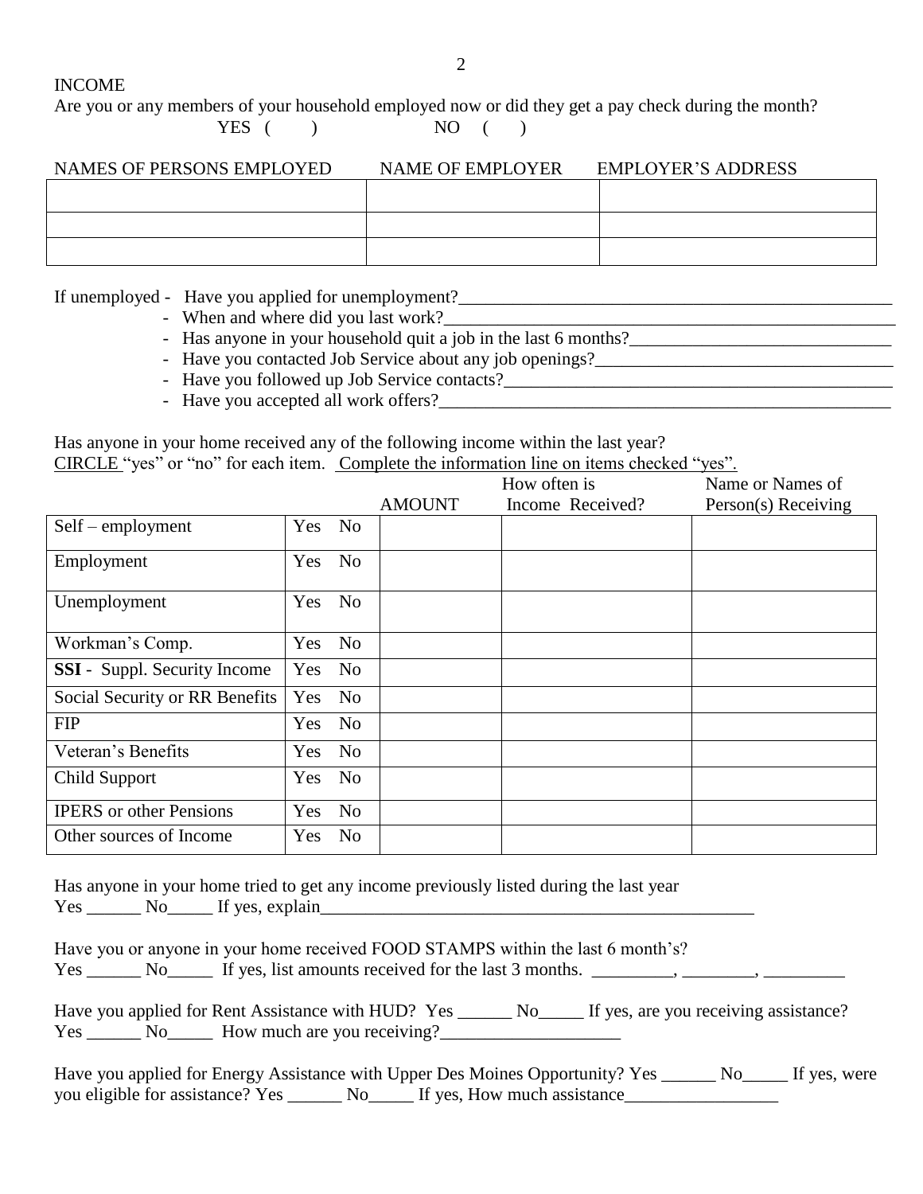## INCOME

Are you or any members of your household employed now or did they get a pay check during the month?

YES ( ) NO ( )

| NAMES OF PERSONS EMPLOYED | NAME OF EMPLOYER | EMPLOYER'S ADDRESS |
|---|---|---|
| | | |
| | | |
| | | |

If unemployed - Have you applied for unemployment?\_\_\_\_\_\_\_\_\_\_\_\_\_\_\_\_\_\_\_\_\_\_\_\_\_\_\_\_\_\_\_\_\_\_\_\_\_\_\_\_\_\_\_\_\_\_\_\_\_\_

- When and where did you last work?\_\_\_\_\_\_\_\_\_\_\_\_\_\_\_\_\_\_\_\_\_\_\_\_\_\_\_\_\_\_\_\_\_\_\_\_\_\_\_\_\_\_\_\_\_\_\_\_\_\_\_\_
- Has anyone in your household quit a job in the last 6 months?\_\_\_\_\_\_\_\_\_\_\_\_\_\_\_\_\_\_\_\_\_\_\_\_\_\_\_\_\_\_
- Have you contacted Job Service about any job openings?\_\_\_\_\_\_\_\_\_\_\_\_\_\_\_\_\_\_\_\_\_\_\_\_\_\_\_\_\_\_\_\_\_\_
- Have you followed up Job Service contacts?\_\_\_\_\_\_\_\_\_\_\_\_\_\_\_\_\_\_\_\_\_\_\_\_\_\_\_\_\_\_\_\_\_\_\_\_\_\_\_\_\_\_\_\_\_
- Have you accepted all work offers?\_\_\_\_\_\_\_\_\_\_\_\_\_\_\_\_\_\_\_\_\_\_\_\_\_\_\_\_\_\_\_\_\_\_\_\_\_\_\_\_\_\_\_\_\_\_\_\_\_\_\_\_

Has anyone in your home received any of the following income within the last year?
CIRCLE "yes" or "no" for each item. Complete the information line on items checked "yes".

| | | AMOUNT | How often is Income Received? | Name or Names of Person(s) Receiving |
|---|---|---|---|---|
| Self – employment | Yes No | | | |
| Employment | Yes No | | | |
| Unemployment | Yes No | | | |
| Workman's Comp. | Yes No | | | |
| **SSI** - Suppl. Security Income | Yes No | | | |
| Social Security or RR Benefits | Yes No | | | |
| FIP | Yes No | | | |
| Veteran's Benefits | Yes No | | | |
| Child Support | Yes No | | | |
| IPERS or other Pensions | Yes No | | | |
| Other sources of Income | Yes No | | | |

Has anyone in your home tried to get any income previously listed during the last year
Yes \_\_\_\_\_\_ No\_\_\_\_\_ If yes, explain\_\_\_\_\_\_\_\_\_\_\_\_\_\_\_\_\_\_\_\_\_\_\_\_\_\_\_\_\_\_\_\_\_\_\_\_\_\_\_\_\_\_\_\_\_\_\_\_\_\_\_

Have you or anyone in your home received FOOD STAMPS within the last 6 month's?
Yes \_\_\_\_\_\_ No\_\_\_\_\_ If yes, list amounts received for the last 3 months. \_\_\_\_\_\_\_\_\_, \_\_\_\_\_\_\_\_, \_\_\_\_\_\_\_\_\_

Have you applied for Rent Assistance with HUD? Yes \_\_\_\_\_\_ No\_\_\_\_\_ If yes, are you receiving assistance?
Yes \_\_\_\_\_\_ No\_\_\_\_\_ How much are you receiving?\_\_\_\_\_\_\_\_\_\_\_\_\_\_\_\_\_\_\_\_

Have you applied for Energy Assistance with Upper Des Moines Opportunity? Yes \_\_\_\_\_\_ No\_\_\_\_\_ If yes, were you eligible for assistance? Yes \_\_\_\_\_\_ No\_\_\_\_\_ If yes, How much assistance\_\_\_\_\_\_\_\_\_\_\_\_\_\_\_\_\_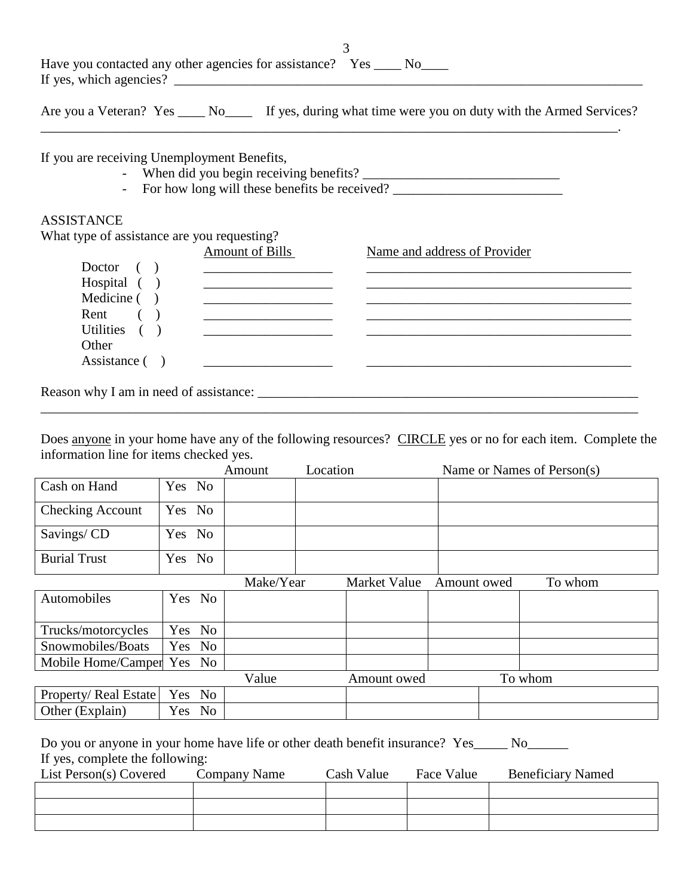Have you contacted any other agencies for assistance? Yes ____ No____
If yes, which agencies? ___________________________________________________________________________

Are you a Veteran? Yes ____ No____ If yes, during what time were you on duty with the Armed Services?
_____________________________________________________________________________________.

If you are receiving Unemployment Benefits,

- When did you begin receiving benefits? _____________________________
- For how long will these benefits be received? _________________________

ASSISTANCE
What type of assistance are you requesting?

| | Amount of Bills | Name and address of Provider |
|---|---|---|
| Doctor ( ) | ___________________ | _________________________________________ |
| Hospital ( ) | ___________________ | _________________________________________ |
| Medicine ( ) | ___________________ | _________________________________________ |
| Rent ( ) | ___________________ | _________________________________________ |
| Utilities ( ) | ___________________ | _________________________________________ |
| Other Assistance ( ) | ___________________ | _________________________________________ |

Reason why I am in need of assistance: ___________________________________________________________
_____________________________________________________________________________________

Does anyone in your home have any of the following resources? CIRCLE yes or no for each item. Complete the information line for items checked yes.

| | | Amount | Location | Name or Names of Person(s) |
|---|---|---|---|---|
| Cash on Hand | Yes No | | | |
| Checking Account | Yes No | | | |
| Savings/ CD | Yes No | | | |
| Burial Trust | Yes No | | | |

| | | Make/Year | Market Value | Amount owed | To whom |
|---|---|---|---|---|---|
| Automobiles | Yes No | | | | |
| Trucks/motorcycles | Yes No | | | | |
| Snowmobiles/Boats | Yes No | | | | |
| Mobile Home/Camper | Yes No | | | | |

| | | Value | Amount owed | To whom |
|---|---|---|---|---|
| Property/ Real Estate | Yes No | | | |
| Other (Explain) | Yes No | | | |

Do you or anyone in your home have life or other death benefit insurance? Yes_____ No______
If yes, complete the following:

| List Person(s) Covered | Company Name | Cash Value | Face Value | Beneficiary Named |
|---|---|---|---|---|
| | | | | |
| | | | | |
| | | | | |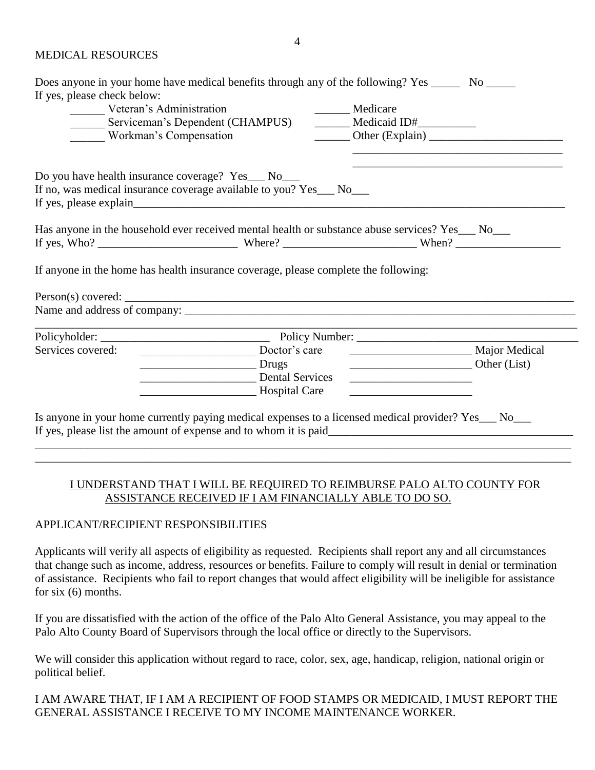## MEDICAL RESOURCES

Does anyone in your home have medical benefits through any of the following? Yes _____ No _____

If yes, please check below:

- ______ Veteran's Administration
- ______ Serviceman's Dependent (CHAMPUS)
- ______ Workman's Compensation
- ______ Medicare
- ______ Medicaid ID#__________
- ______ Other (Explain) _______________________

_____________________________________

_____________________________________

Do you have health insurance coverage? Yes___ No___

If no, was medical insurance coverage available to you? Yes___ No___

If yes, please explain_____________________________________________________________________________

Has anyone in the household ever received mental health or substance abuse services? Yes___ No___

If yes, Who? ________________________ Where? _______________________ When? __________________

If anyone in the home has health insurance coverage, please complete the following:

Person(s) covered: ________________________________________________________________________________

Name and address of company: _____________________________________________________________________

______________________________________________________________________________________________

Policyholder: _____________________________ Policy Number: ______________________________________

Services covered:

- ____________________ Doctor's care
- ____________________ Drugs
- ____________________ Dental Services
- ____________________ Hospital Care
- _____________________ Major Medical
- _____________________ Other (List)
- _____________________
- _____________________

Is anyone in your home currently paying medical expenses to a licensed medical provider? Yes___ No___

If yes, please list the amount of expense and to whom it is paid__________________________________________

______________________________________________________________________________________________

______________________________________________________________________________________________

<u>I UNDERSTAND THAT I WILL BE REQUIRED TO REIMBURSE PALO ALTO COUNTY FOR ASSISTANCE RECEIVED IF I AM FINANCIALLY ABLE TO DO SO.</u>

## APPLICANT/RECIPIENT RESPONSIBILITIES

Applicants will verify all aspects of eligibility as requested. Recipients shall report any and all circumstances that change such as income, address, resources or benefits. Failure to comply will result in denial or termination of assistance. Recipients who fail to report changes that would affect eligibility will be ineligible for assistance for six (6) months.

If you are dissatisfied with the action of the office of the Palo Alto General Assistance, you may appeal to the Palo Alto County Board of Supervisors through the local office or directly to the Supervisors.

We will consider this application without regard to race, color, sex, age, handicap, religion, national origin or political belief.

I AM AWARE THAT, IF I AM A RECIPIENT OF FOOD STAMPS OR MEDICAID, I MUST REPORT THE GENERAL ASSISTANCE I RECEIVE TO MY INCOME MAINTENANCE WORKER.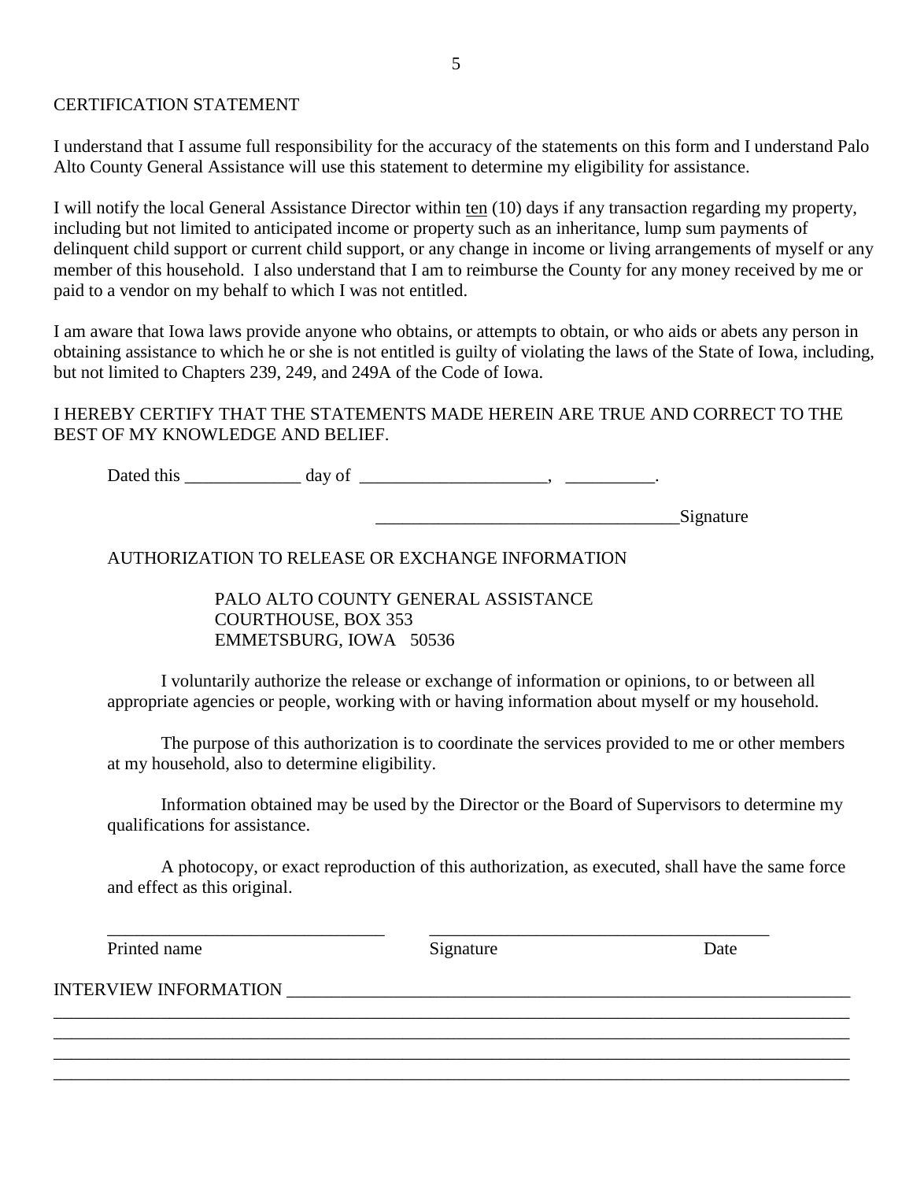## CERTIFICATION STATEMENT

I understand that I assume full responsibility for the accuracy of the statements on this form and I understand Palo Alto County General Assistance will use this statement to determine my eligibility for assistance.

I will notify the local General Assistance Director within ten (10) days if any transaction regarding my property, including but not limited to anticipated income or property such as an inheritance, lump sum payments of delinquent child support or current child support, or any change in income or living arrangements of myself or any member of this household. I also understand that I am to reimburse the County for any money received by me or paid to a vendor on my behalf to which I was not entitled.

I am aware that Iowa laws provide anyone who obtains, or attempts to obtain, or who aids or abets any person in obtaining assistance to which he or she is not entitled is guilty of violating the laws of the State of Iowa, including, but not limited to Chapters 239, 249, and 249A of the Code of Iowa.

I HEREBY CERTIFY THAT THE STATEMENTS MADE HEREIN ARE TRUE AND CORRECT TO THE BEST OF MY KNOWLEDGE AND BELIEF.

Dated this _____________ day of _____________________, __________.

__________________________________Signature

## AUTHORIZATION TO RELEASE OR EXCHANGE INFORMATION

PALO ALTO COUNTY GENERAL ASSISTANCE
COURTHOUSE, BOX 353
EMMETSBURG, IOWA 50536

I voluntarily authorize the release or exchange of information or opinions, to or between all appropriate agencies or people, working with or having information about myself or my household.

The purpose of this authorization is to coordinate the services provided to me or other members at my household, also to determine eligibility.

Information obtained may be used by the Director or the Board of Supervisors to determine my qualifications for assistance.

A photocopy, or exact reproduction of this authorization, as executed, shall have the same force and effect as this original.

_______________________________ _______________________________________

Printed name Signature Date

INTERVIEW INFORMATION ___________________________________________________________________
_________________________________________________________________________________________
_________________________________________________________________________________________
_________________________________________________________________________________________
_________________________________________________________________________________________